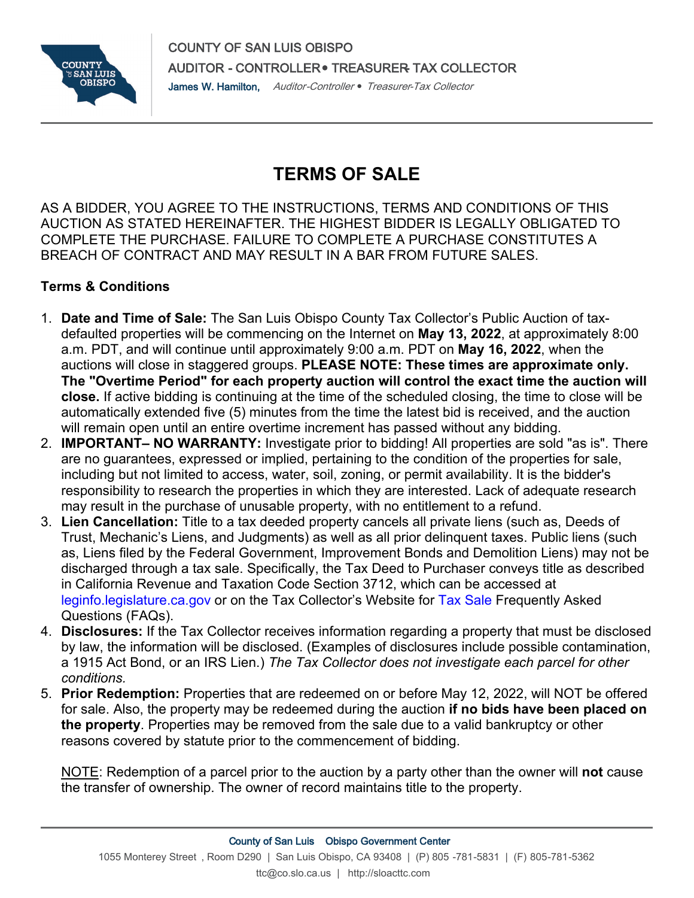COUNTY OF SAN LUIS OBISPO

AUDITOR - CONTROLLER • TREASURER- TAX COLLECTOR

James W. Hamilton, *Auditor-Controller • Treasurer-Tax Collector*

# TERMS OF SALE

AS A BIDDER, YOU AGREE TO THE INSTRUCTIONS, TERMS AND CONDITIONS OF THIS AUCTION AS STATED HEREINAFTER. THE HIGHEST BIDDER IS LEGALLY OBLIGATED TO COMPLETE THE PURCHASE. FAILURE TO COMPLETE A PURCHASE CONSTITUTES A BREACH OF CONTRACT AND MAY RESULT IN A BAR FROM FUTURE SALES.

**Terms & Conditions**

1. **Date and Time of Sale:** The San Luis Obispo County Tax Collector's Public Auction of tax-defaulted properties will be commencing on the Internet on **May 13, 2022**, at approximately 8:00 a.m. PDT, and will continue until approximately 9:00 a.m. PDT on **May 16, 2022**, when the auctions will close in staggered groups. **PLEASE NOTE: These times are approximate only. The "Overtime Period" for each property auction will control the exact time the auction will close.** If active bidding is continuing at the time of the scheduled closing, the time to close will be automatically extended five (5) minutes from the time the latest bid is received, and the auction will remain open until an entire overtime increment has passed without any bidding.
2. **IMPORTANT– NO WARRANTY:** Investigate prior to bidding! All properties are sold "as is". There are no guarantees, expressed or implied, pertaining to the condition of the properties for sale, including but not limited to access, water, soil, zoning, or permit availability. It is the bidder's responsibility to research the properties in which they are interested. Lack of adequate research may result in the purchase of unusable property, with no entitlement to a refund.
3. **Lien Cancellation:** Title to a tax deeded property cancels all private liens (such as, Deeds of Trust, Mechanic's Liens, and Judgments) as well as all prior delinquent taxes. Public liens (such as, Liens filed by the Federal Government, Improvement Bonds and Demolition Liens) may not be discharged through a tax sale. Specifically, the Tax Deed to Purchaser conveys title as described in California Revenue and Taxation Code Section 3712, which can be accessed at leginfo.legislature.ca.gov or on the Tax Collector's Website for Tax Sale Frequently Asked Questions (FAQs).
4. **Disclosures:** If the Tax Collector receives information regarding a property that must be disclosed by law, the information will be disclosed. (Examples of disclosures include possible contamination, a 1915 Act Bond, or an IRS Lien.) *The Tax Collector does not investigate each parcel for other conditions.*
5. **Prior Redemption:** Properties that are redeemed on or before May 12, 2022, will NOT be offered for sale. Also, the property may be redeemed during the auction **if no bids have been placed on the property**. Properties may be removed from the sale due to a valid bankruptcy or other reasons covered by statute prior to the commencement of bidding.

   NOTE: Redemption of a parcel prior to the auction by a party other than the owner will **not** cause the transfer of ownership. The owner of record maintains title to the property.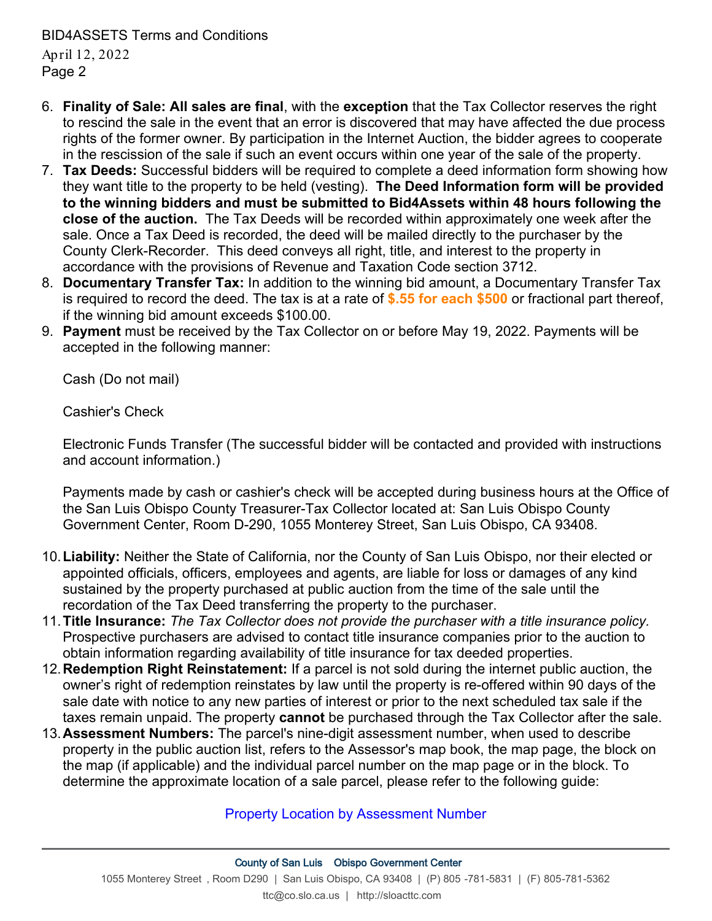6. **Finality of Sale: All sales are final**, with the **exception** that the Tax Collector reserves the right to rescind the sale in the event that an error is discovered that may have affected the due process rights of the former owner. By participation in the Internet Auction, the bidder agrees to cooperate in the rescission of the sale if such an event occurs within one year of the sale of the property.
7. **Tax Deeds:** Successful bidders will be required to complete a deed information form showing how they want title to the property to be held (vesting). **The Deed Information form will be provided to the winning bidders and must be submitted to Bid4Assets within 48 hours following the close of the auction.** The Tax Deeds will be recorded within approximately one week after the sale. Once a Tax Deed is recorded, the deed will be mailed directly to the purchaser by the County Clerk-Recorder. This deed conveys all right, title, and interest to the property in accordance with the provisions of Revenue and Taxation Code section 3712.
8. **Documentary Transfer Tax:** In addition to the winning bid amount, a Documentary Transfer Tax is required to record the deed. The tax is at a rate of **$.55 for each $500** or fractional part thereof, if the winning bid amount exceeds $100.00.
9. **Payment** must be received by the Tax Collector on or before May 19, 2022. Payments will be accepted in the following manner:

   Cash (Do not mail)

   Cashier's Check

   Electronic Funds Transfer (The successful bidder will be contacted and provided with instructions and account information.)

   Payments made by cash or cashier's check will be accepted during business hours at the Office of the San Luis Obispo County Treasurer-Tax Collector located at: San Luis Obispo County Government Center, Room D-290, 1055 Monterey Street, San Luis Obispo, CA 93408.

10. **Liability:** Neither the State of California, nor the County of San Luis Obispo, nor their elected or appointed officials, officers, employees and agents, are liable for loss or damages of any kind sustained by the property purchased at public auction from the time of the sale until the recordation of the Tax Deed transferring the property to the purchaser.
11. **Title Insurance:** *The Tax Collector does not provide the purchaser with a title insurance policy.* Prospective purchasers are advised to contact title insurance companies prior to the auction to obtain information regarding availability of title insurance for tax deeded properties.
12. **Redemption Right Reinstatement:** If a parcel is not sold during the internet public auction, the owner's right of redemption reinstates by law until the property is re-offered within 90 days of the sale date with notice to any new parties of interest or prior to the next scheduled tax sale if the taxes remain unpaid. The property **cannot** be purchased through the Tax Collector after the sale.
13. **Assessment Numbers:** The parcel's nine-digit assessment number, when used to describe property in the public auction list, refers to the Assessor's map book, the map page, the block on the map (if applicable) and the individual parcel number on the map page or in the block. To determine the approximate location of a sale parcel, please refer to the following guide:

    Property Location by Assessment Number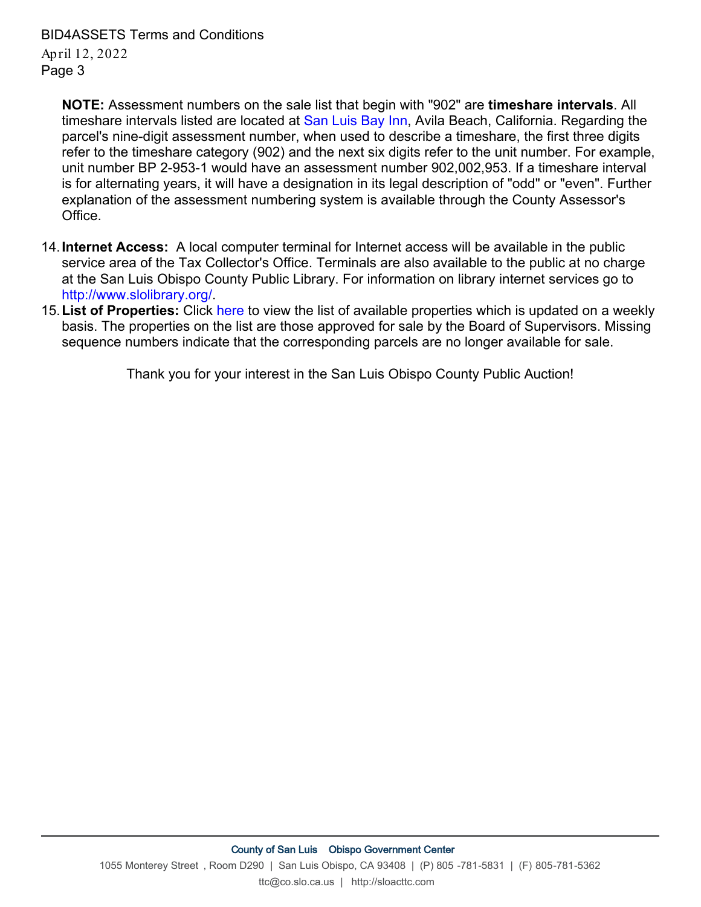**NOTE:** Assessment numbers on the sale list that begin with "902" are **timeshare intervals**. All timeshare intervals listed are located at San Luis Bay Inn, Avila Beach, California. Regarding the parcel's nine-digit assessment number, when used to describe a timeshare, the first three digits refer to the timeshare category (902) and the next six digits refer to the unit number. For example, unit number BP 2-953-1 would have an assessment number 902,002,953. If a timeshare interval is for alternating years, it will have a designation in its legal description of "odd" or "even". Further explanation of the assessment numbering system is available through the County Assessor's Office.

14. **Internet Access:** A local computer terminal for Internet access will be available in the public service area of the Tax Collector's Office. Terminals are also available to the public at no charge at the San Luis Obispo County Public Library. For information on library internet services go to http://www.slolibrary.org/.
15. **List of Properties:** Click here to view the list of available properties which is updated on a weekly basis. The properties on the list are those approved for sale by the Board of Supervisors. Missing sequence numbers indicate that the corresponding parcels are no longer available for sale.

Thank you for your interest in the San Luis Obispo County Public Auction!